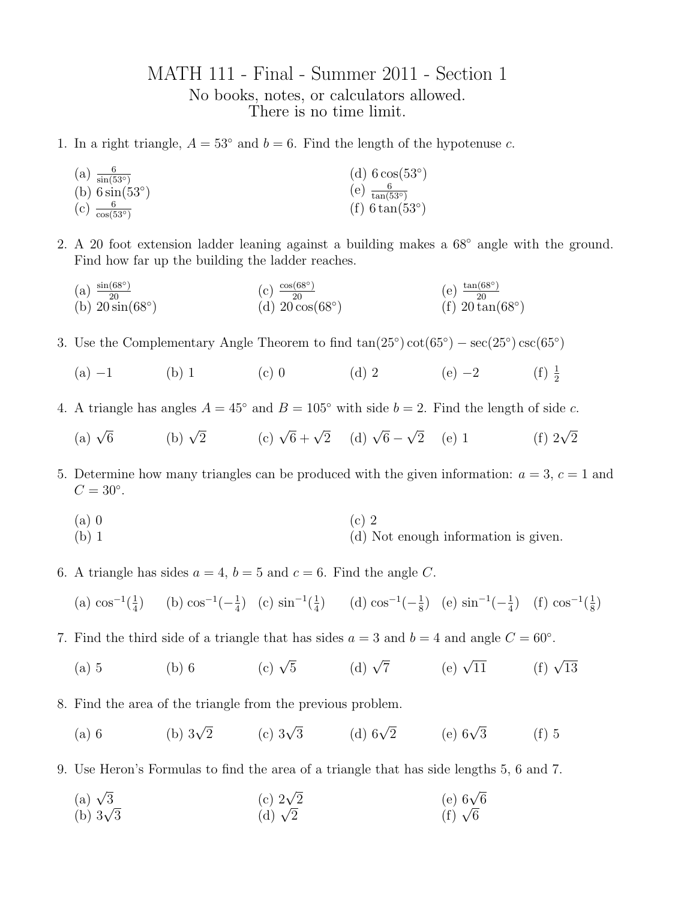# MATH 111 - Final - Summer 2011 - Section 1

No books, notes, or calculators allowed.
There is no time limit.

1. In a right triangle, $A = 53^\circ$ and $b = 6$. Find the length of the hypotenuse $c$.

   (a) $\frac{6}{\sin(53^\circ)}$
   (b) $6\sin(53^\circ)$
   (c) $\frac{6}{\cos(53^\circ)}$
   (d) $6\cos(53^\circ)$
   (e) $\frac{6}{\tan(53^\circ)}$
   (f) $6\tan(53^\circ)$

2. A 20 foot extension ladder leaning against a building makes a $68^\circ$ angle with the ground. Find how far up the building the ladder reaches.

   (a) $\frac{\sin(68^\circ)}{20}$
   (b) $20\sin(68^\circ)$
   (c) $\frac{\cos(68^\circ)}{20}$
   (d) $20\cos(68^\circ)$
   (e) $\frac{\tan(68^\circ)}{20}$
   (f) $20\tan(68^\circ)$

3. Use the Complementary Angle Theorem to find $\tan(25^\circ)\cot(65^\circ) - \sec(25^\circ)\csc(65^\circ)$

   (a) $-1$ (b) $1$ (c) $0$ (d) $2$ (e) $-2$ (f) $\frac{1}{2}$

4. A triangle has angles $A = 45^\circ$ and $B = 105^\circ$ with side $b = 2$. Find the length of side $c$.

   (a) $\sqrt{6}$ (b) $\sqrt{2}$ (c) $\sqrt{6} + \sqrt{2}$ (d) $\sqrt{6} - \sqrt{2}$ (e) $1$ (f) $2\sqrt{2}$

5. Determine how many triangles can be produced with the given information: $a = 3$, $c = 1$ and $C = 30^\circ$.

   (a) 0
   (b) 1
   (c) 2
   (d) Not enough information is given.

6. A triangle has sides $a = 4$, $b = 5$ and $c = 6$. Find the angle $C$.

   (a) $\cos^{-1}(\frac{1}{4})$ (b) $\cos^{-1}(-\frac{1}{4})$ (c) $\sin^{-1}(\frac{1}{4})$ (d) $\cos^{-1}(-\frac{1}{8})$ (e) $\sin^{-1}(-\frac{1}{4})$ (f) $\cos^{-1}(\frac{1}{8})$

7. Find the third side of a triangle that has sides $a = 3$ and $b = 4$ and angle $C = 60^\circ$.

   (a) $5$ (b) $6$ (c) $\sqrt{5}$ (d) $\sqrt{7}$ (e) $\sqrt{11}$ (f) $\sqrt{13}$

8. Find the area of the triangle from the previous problem.

   (a) $6$ (b) $3\sqrt{2}$ (c) $3\sqrt{3}$ (d) $6\sqrt{2}$ (e) $6\sqrt{3}$ (f) $5$

9. Use Heron's Formulas to find the area of a triangle that has side lengths 5, 6 and 7.

   (a) $\sqrt{3}$
   (b) $3\sqrt{3}$
   (c) $2\sqrt{2}$
   (d) $\sqrt{2}$
   (e) $6\sqrt{6}$
   (f) $\sqrt{6}$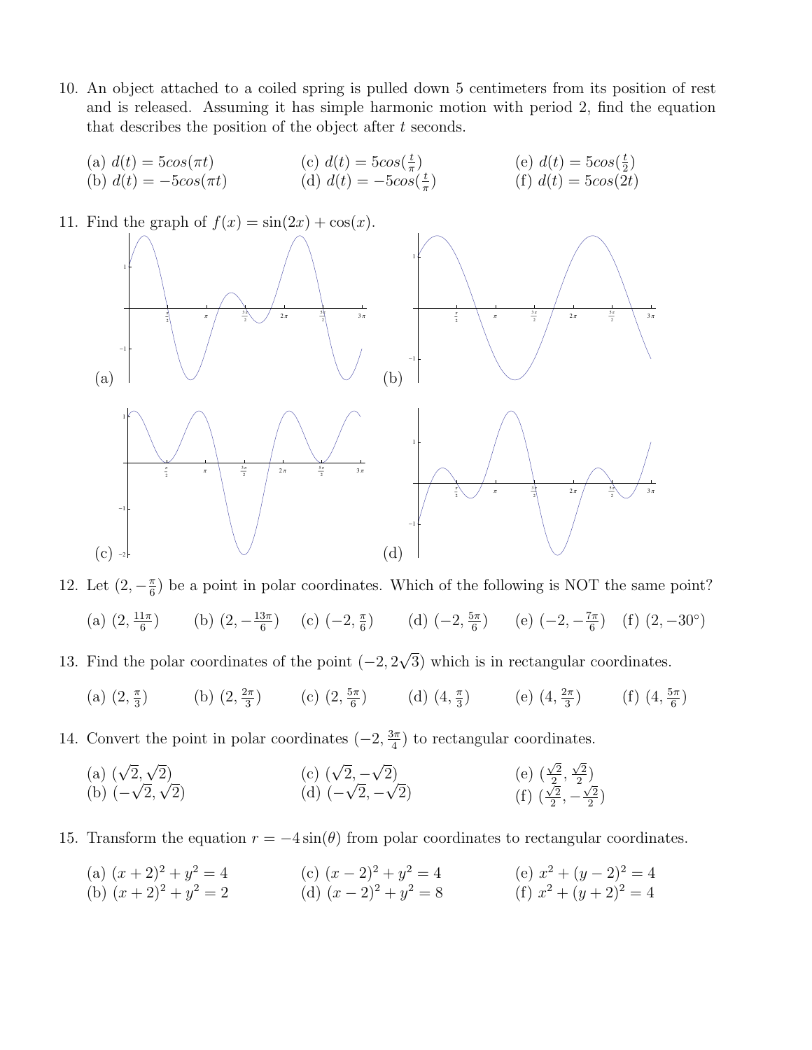10. An object attached to a coiled spring is pulled down 5 centimeters from its position of rest and is released. Assuming it has simple harmonic motion with period 2, find the equation that describes the position of the object after $t$ seconds.

(a) $d(t) = 5cos(\pi t)$
(b) $d(t) = -5cos(\pi t)$
(c) $d(t) = 5cos(\frac{t}{\pi})$
(d) $d(t) = -5cos(\frac{t}{\pi})$
(e) $d(t) = 5cos(\frac{t}{2})$
(f) $d(t) = 5cos(2t)$

11. Find the graph of $f(x) = \sin(2x) + \cos(x)$.

(a)

(b)

(c)

(d)

12. Let $(2, -\frac{\pi}{6})$ be a point in polar coordinates. Which of the following is NOT the same point?

(a) $(2, \frac{11\pi}{6})$ (b) $(2, -\frac{13\pi}{6})$ (c) $(-2, \frac{\pi}{6})$ (d) $(-2, \frac{5\pi}{6})$ (e) $(-2, -\frac{7\pi}{6})$ (f) $(2, -30^\circ)$

13. Find the polar coordinates of the point $(-2, 2\sqrt{3})$ which is in rectangular coordinates.

(a) $(2, \frac{\pi}{3})$ (b) $(2, \frac{2\pi}{3})$ (c) $(2, \frac{5\pi}{6})$ (d) $(4, \frac{\pi}{3})$ (e) $(4, \frac{2\pi}{3})$ (f) $(4, \frac{5\pi}{6})$

14. Convert the point in polar coordinates $(-2, \frac{3\pi}{4})$ to rectangular coordinates.

(a) $(\sqrt{2}, \sqrt{2})$
(b) $(-\sqrt{2}, \sqrt{2})$
(c) $(\sqrt{2}, -\sqrt{2})$
(d) $(-\sqrt{2}, -\sqrt{2})$
(e) $(\frac{\sqrt{2}}{2}, \frac{\sqrt{2}}{2})$
(f) $(\frac{\sqrt{2}}{2}, -\frac{\sqrt{2}}{2})$

15. Transform the equation $r = -4\sin(\theta)$ from polar coordinates to rectangular coordinates.

(a) $(x+2)^2 + y^2 = 4$
(b) $(x+2)^2 + y^2 = 2$
(c) $(x-2)^2 + y^2 = 4$
(d) $(x-2)^2 + y^2 = 8$
(e) $x^2 + (y-2)^2 = 4$
(f) $x^2 + (y+2)^2 = 4$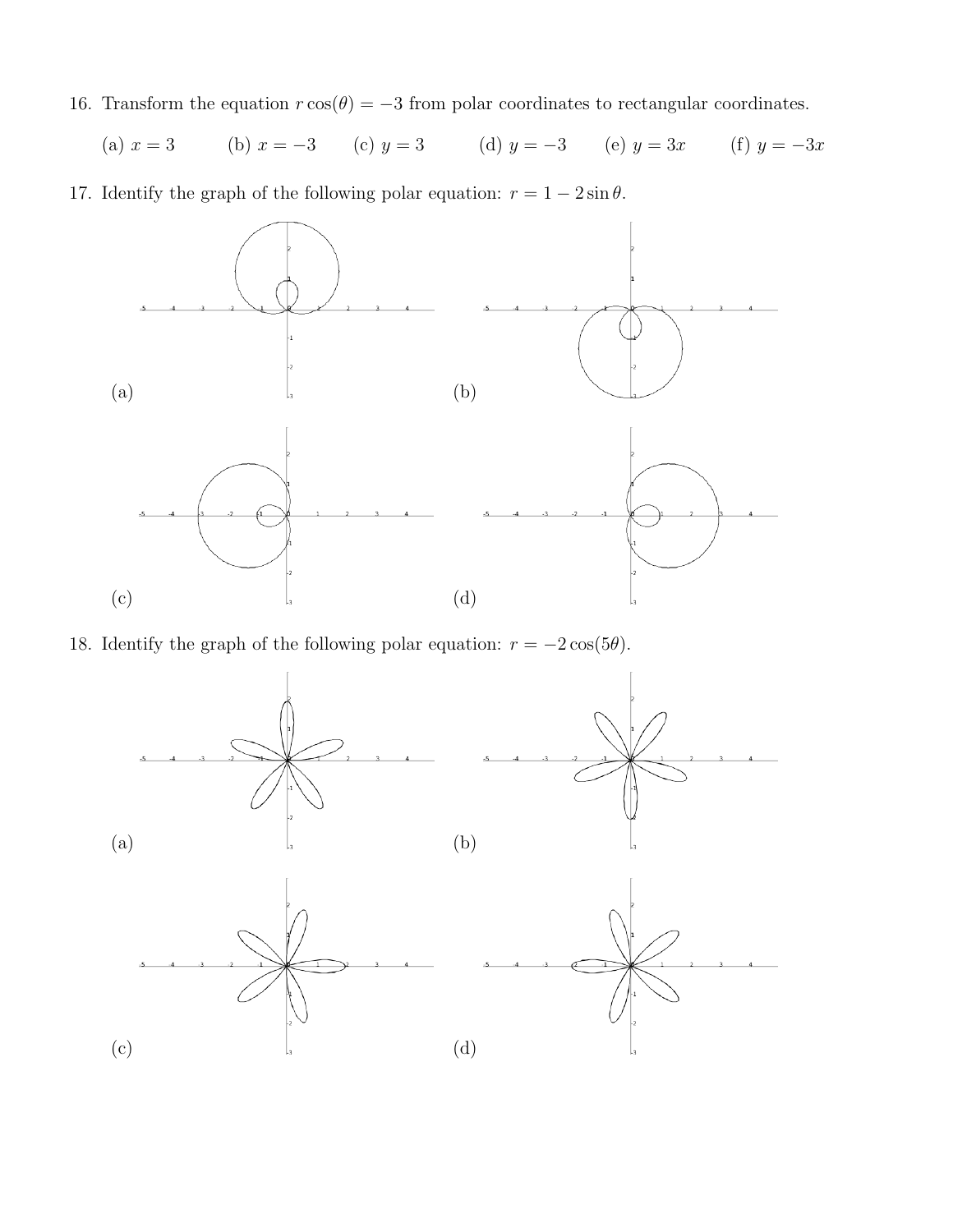16. Transform the equation $r\cos(\theta) = -3$ from polar coordinates to rectangular coordinates.

    (a) $x = 3$ (b) $x = -3$ (c) $y = 3$ (d) $y = -3$ (e) $y = 3x$ (f) $y = -3x$

17. Identify the graph of the following polar equation: $r = 1 - 2\sin\theta$.

    (a) (b)

    (c) (d)

18. Identify the graph of the following polar equation: $r = -2\cos(5\theta)$.

    (a) (b)

    (c) (d)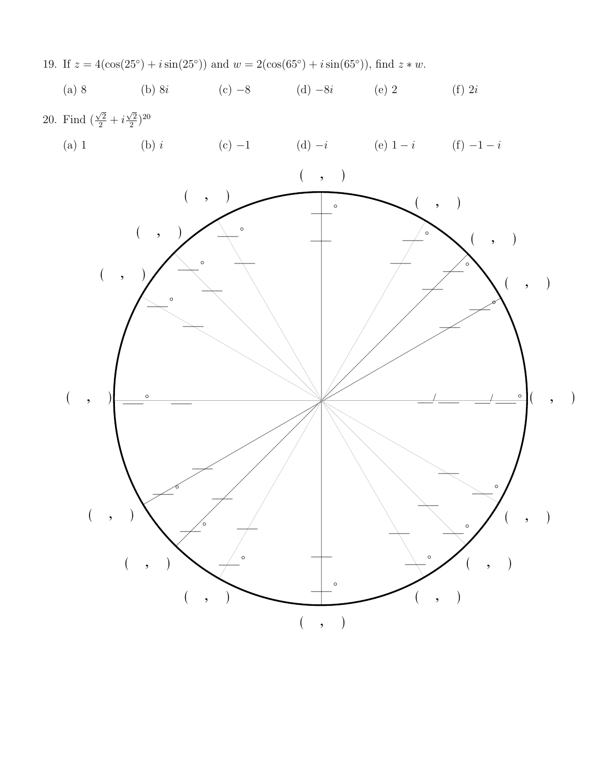19. If $z = 4(\cos(25°) + i\sin(25°))$ and $w = 2(\cos(65°) + i\sin(65°))$, find $z * w$.

    (a) 8 (b) $8i$ (c) $-8$ (d) $-8i$ (e) 2 (f) $2i$

20. Find $(\frac{\sqrt{2}}{2} + i\frac{\sqrt{2}}{2})^{20}$

    (a) 1 (b) $i$ (c) $-1$ (d) $-i$ (e) $1 - i$ (f) $-1 - i$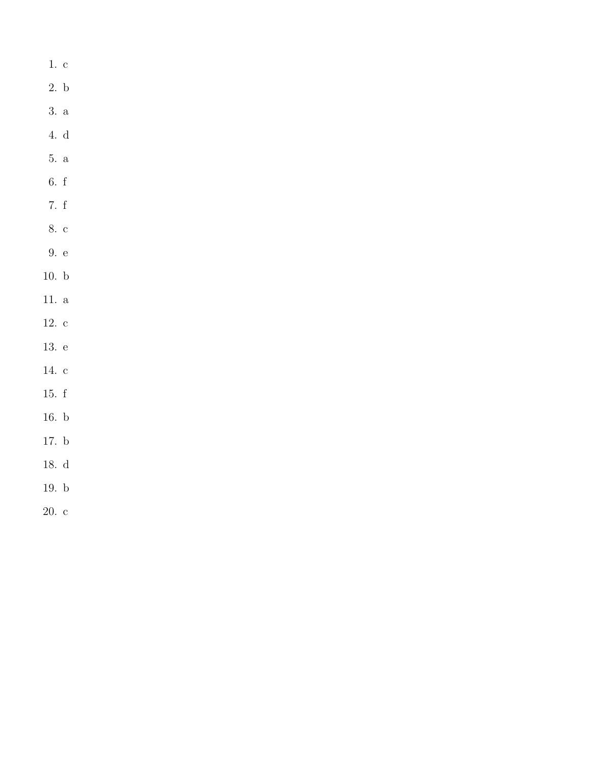1. c
2. b
3. a
4. d
5. a
6. f
7. f
8. c
9. e
10. b
11. a
12. c
13. e
14. c
15. f
16. b
17. b
18. d
19. b
20. c